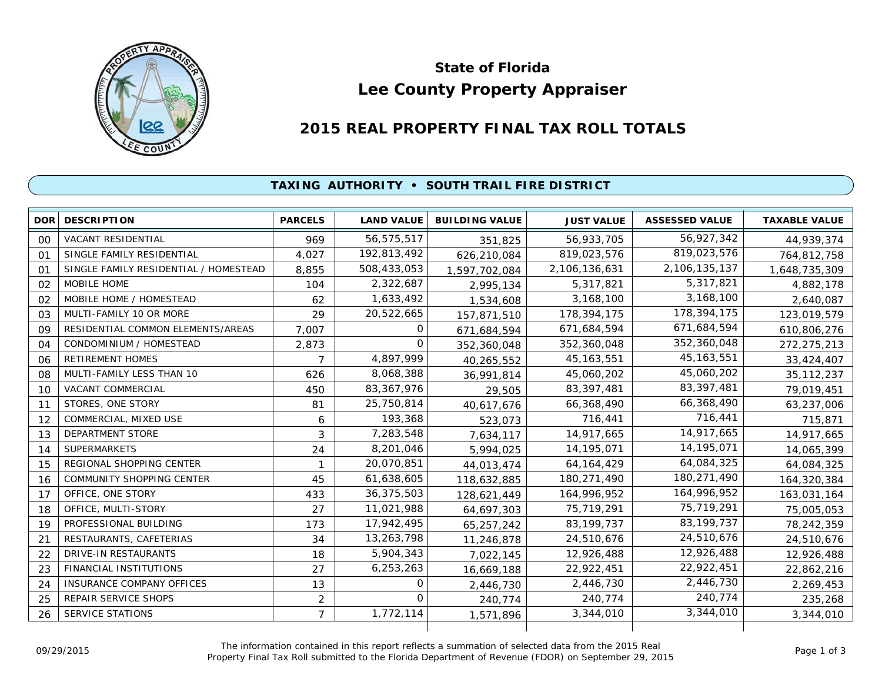# State of Florida
# Lee County Property Appraiser

## 2015 REAL PROPERTY FINAL TAX ROLL TOTALS

### TAXING AUTHORITY • SOUTH TRAIL FIRE DISTRICT

| DOR | DESCRIPTION | PARCELS | LAND VALUE | BUILDING VALUE | JUST VALUE | ASSESSED VALUE | TAXABLE VALUE |
|---|---|---|---|---|---|---|---|
| 00 | VACANT RESIDENTIAL | 969 | 56,575,517 | 351,825 | 56,933,705 | 56,927,342 | 44,939,374 |
| 01 | SINGLE FAMILY RESIDENTIAL | 4,027 | 192,813,492 | 626,210,084 | 819,023,576 | 819,023,576 | 764,812,758 |
| 01 | SINGLE FAMILY RESIDENTIAL / HOMESTEAD | 8,855 | 508,433,053 | 1,597,702,084 | 2,106,136,631 | 2,106,135,137 | 1,648,735,309 |
| 02 | MOBILE HOME | 104 | 2,322,687 | 2,995,134 | 5,317,821 | 5,317,821 | 4,882,178 |
| 02 | MOBILE HOME / HOMESTEAD | 62 | 1,633,492 | 1,534,608 | 3,168,100 | 3,168,100 | 2,640,087 |
| 03 | MULTI-FAMILY 10 OR MORE | 29 | 20,522,665 | 157,871,510 | 178,394,175 | 178,394,175 | 123,019,579 |
| 09 | RESIDENTIAL COMMON ELEMENTS/AREAS | 7,007 | 0 | 671,684,594 | 671,684,594 | 671,684,594 | 610,806,276 |
| 04 | CONDOMINIUM / HOMESTEAD | 2,873 | 0 | 352,360,048 | 352,360,048 | 352,360,048 | 272,275,213 |
| 06 | RETIREMENT HOMES | 7 | 4,897,999 | 40,265,552 | 45,163,551 | 45,163,551 | 33,424,407 |
| 08 | MULTI-FAMILY LESS THAN 10 | 626 | 8,068,388 | 36,991,814 | 45,060,202 | 45,060,202 | 35,112,237 |
| 10 | VACANT COMMERCIAL | 450 | 83,367,976 | 29,505 | 83,397,481 | 83,397,481 | 79,019,451 |
| 11 | STORES, ONE STORY | 81 | 25,750,814 | 40,617,676 | 66,368,490 | 66,368,490 | 63,237,006 |
| 12 | COMMERCIAL, MIXED USE | 6 | 193,368 | 523,073 | 716,441 | 716,441 | 715,871 |
| 13 | DEPARTMENT STORE | 3 | 7,283,548 | 7,634,117 | 14,917,665 | 14,917,665 | 14,917,665 |
| 14 | SUPERMARKETS | 24 | 8,201,046 | 5,994,025 | 14,195,071 | 14,195,071 | 14,065,399 |
| 15 | REGIONAL SHOPPING CENTER | 1 | 20,070,851 | 44,013,474 | 64,164,429 | 64,084,325 | 64,084,325 |
| 16 | COMMUNITY SHOPPING CENTER | 45 | 61,638,605 | 118,632,885 | 180,271,490 | 180,271,490 | 164,320,384 |
| 17 | OFFICE, ONE STORY | 433 | 36,375,503 | 128,621,449 | 164,996,952 | 164,996,952 | 163,031,164 |
| 18 | OFFICE, MULTI-STORY | 27 | 11,021,988 | 64,697,303 | 75,719,291 | 75,719,291 | 75,005,053 |
| 19 | PROFESSIONAL BUILDING | 173 | 17,942,495 | 65,257,242 | 83,199,737 | 83,199,737 | 78,242,359 |
| 21 | RESTAURANTS, CAFETERIAS | 34 | 13,263,798 | 11,246,878 | 24,510,676 | 24,510,676 | 24,510,676 |
| 22 | DRIVE-IN RESTAURANTS | 18 | 5,904,343 | 7,022,145 | 12,926,488 | 12,926,488 | 12,926,488 |
| 23 | FINANCIAL INSTITUTIONS | 27 | 6,253,263 | 16,669,188 | 22,922,451 | 22,922,451 | 22,862,216 |
| 24 | INSURANCE COMPANY OFFICES | 13 | 0 | 2,446,730 | 2,446,730 | 2,446,730 | 2,269,453 |
| 25 | REPAIR SERVICE SHOPS | 2 | 0 | 240,774 | 240,774 | 240,774 | 235,268 |
| 26 | SERVICE STATIONS | 7 | 1,772,114 | 1,571,896 | 3,344,010 | 3,344,010 | 3,344,010 |

09/29/2015

The information contained in this report reflects a summation of selected data from the 2015 Real Property Final Tax Roll submitted to the Florida Department of Revenue (FDOR) on September 29, 2015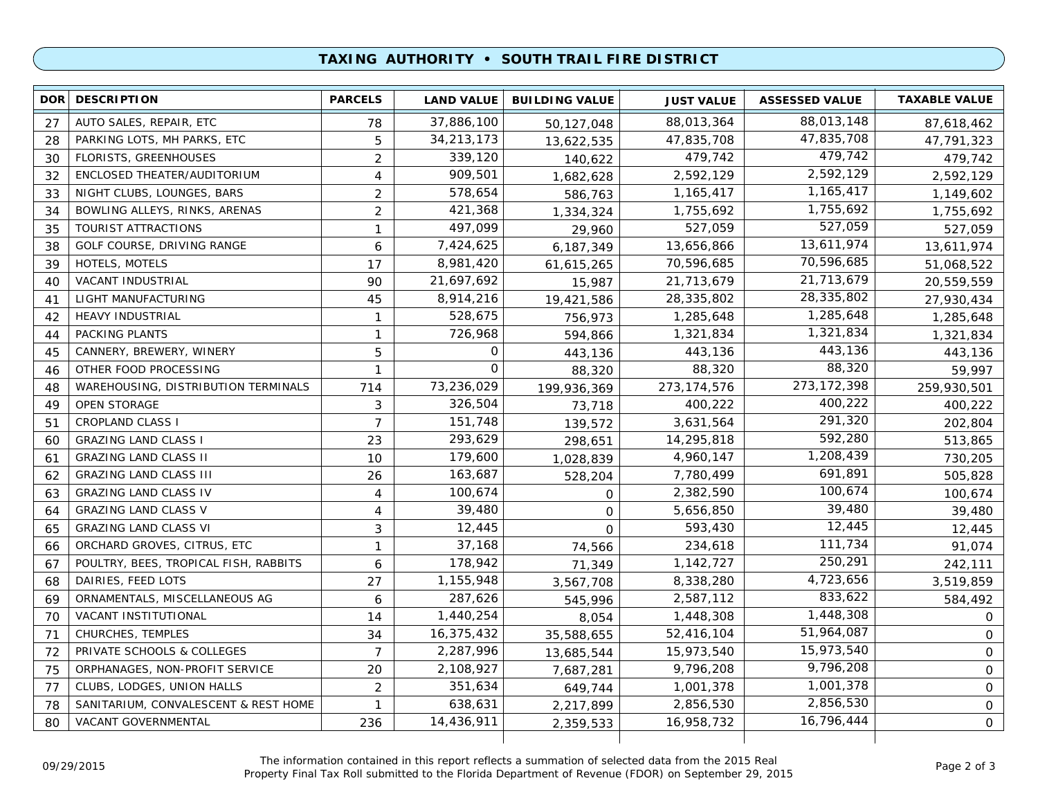## TAXING AUTHORITY • SOUTH TRAIL FIRE DISTRICT

| DOR | DESCRIPTION | PARCELS | LAND VALUE | BUILDING VALUE | JUST VALUE | ASSESSED VALUE | TAXABLE VALUE |
|---|---|---|---|---|---|---|---|
| 27 | AUTO SALES, REPAIR, ETC | 78 | 37,886,100 | 50,127,048 | 88,013,364 | 88,013,148 | 87,618,462 |
| 28 | PARKING LOTS, MH PARKS, ETC | 5 | 34,213,173 | 13,622,535 | 47,835,708 | 47,835,708 | 47,791,323 |
| 30 | FLORISTS, GREENHOUSES | 2 | 339,120 | 140,622 | 479,742 | 479,742 | 479,742 |
| 32 | ENCLOSED THEATER/AUDITORIUM | 4 | 909,501 | 1,682,628 | 2,592,129 | 2,592,129 | 2,592,129 |
| 33 | NIGHT CLUBS, LOUNGES, BARS | 2 | 578,654 | 586,763 | 1,165,417 | 1,165,417 | 1,149,602 |
| 34 | BOWLING ALLEYS, RINKS, ARENAS | 2 | 421,368 | 1,334,324 | 1,755,692 | 1,755,692 | 1,755,692 |
| 35 | TOURIST ATTRACTIONS | 1 | 497,099 | 29,960 | 527,059 | 527,059 | 527,059 |
| 38 | GOLF COURSE, DRIVING RANGE | 6 | 7,424,625 | 6,187,349 | 13,656,866 | 13,611,974 | 13,611,974 |
| 39 | HOTELS, MOTELS | 17 | 8,981,420 | 61,615,265 | 70,596,685 | 70,596,685 | 51,068,522 |
| 40 | VACANT INDUSTRIAL | 90 | 21,697,692 | 15,987 | 21,713,679 | 21,713,679 | 20,559,559 |
| 41 | LIGHT MANUFACTURING | 45 | 8,914,216 | 19,421,586 | 28,335,802 | 28,335,802 | 27,930,434 |
| 42 | HEAVY INDUSTRIAL | 1 | 528,675 | 756,973 | 1,285,648 | 1,285,648 | 1,285,648 |
| 44 | PACKING PLANTS | 1 | 726,968 | 594,866 | 1,321,834 | 1,321,834 | 1,321,834 |
| 45 | CANNERY, BREWERY, WINERY | 5 | 0 | 443,136 | 443,136 | 443,136 | 443,136 |
| 46 | OTHER FOOD PROCESSING | 1 | 0 | 88,320 | 88,320 | 88,320 | 59,997 |
| 48 | WAREHOUSING, DISTRIBUTION TERMINALS | 714 | 73,236,029 | 199,936,369 | 273,174,576 | 273,172,398 | 259,930,501 |
| 49 | OPEN STORAGE | 3 | 326,504 | 73,718 | 400,222 | 400,222 | 400,222 |
| 51 | CROPLAND CLASS I | 7 | 151,748 | 139,572 | 3,631,564 | 291,320 | 202,804 |
| 60 | GRAZING LAND CLASS I | 23 | 293,629 | 298,651 | 14,295,818 | 592,280 | 513,865 |
| 61 | GRAZING LAND CLASS II | 10 | 179,600 | 1,028,839 | 4,960,147 | 1,208,439 | 730,205 |
| 62 | GRAZING LAND CLASS III | 26 | 163,687 | 528,204 | 7,780,499 | 691,891 | 505,828 |
| 63 | GRAZING LAND CLASS IV | 4 | 100,674 | 0 | 2,382,590 | 100,674 | 100,674 |
| 64 | GRAZING LAND CLASS V | 4 | 39,480 | 0 | 5,656,850 | 39,480 | 39,480 |
| 65 | GRAZING LAND CLASS VI | 3 | 12,445 | 0 | 593,430 | 12,445 | 12,445 |
| 66 | ORCHARD GROVES, CITRUS, ETC | 1 | 37,168 | 74,566 | 234,618 | 111,734 | 91,074 |
| 67 | POULTRY, BEES, TROPICAL FISH, RABBITS | 6 | 178,942 | 71,349 | 1,142,727 | 250,291 | 242,111 |
| 68 | DAIRIES, FEED LOTS | 27 | 1,155,948 | 3,567,708 | 8,338,280 | 4,723,656 | 3,519,859 |
| 69 | ORNAMENTALS, MISCELLANEOUS AG | 6 | 287,626 | 545,996 | 2,587,112 | 833,622 | 584,492 |
| 70 | VACANT INSTITUTIONAL | 14 | 1,440,254 | 8,054 | 1,448,308 | 1,448,308 | 0 |
| 71 | CHURCHES, TEMPLES | 34 | 16,375,432 | 35,588,655 | 52,416,104 | 51,964,087 | 0 |
| 72 | PRIVATE SCHOOLS & COLLEGES | 7 | 2,287,996 | 13,685,544 | 15,973,540 | 15,973,540 | 0 |
| 75 | ORPHANAGES, NON-PROFIT SERVICE | 20 | 2,108,927 | 7,687,281 | 9,796,208 | 9,796,208 | 0 |
| 77 | CLUBS, LODGES, UNION HALLS | 2 | 351,634 | 649,744 | 1,001,378 | 1,001,378 | 0 |
| 78 | SANITARIUM, CONVALESCENT & REST HOME | 1 | 638,631 | 2,217,899 | 2,856,530 | 2,856,530 | 0 |
| 80 | VACANT GOVERNMENTAL | 236 | 14,436,911 | 2,359,533 | 16,958,732 | 16,796,444 | 0 |

09/29/2015

The information contained in this report reflects a summation of selected data from the 2015 Real Property Final Tax Roll submitted to the Florida Department of Revenue (FDOR) on September 29, 2015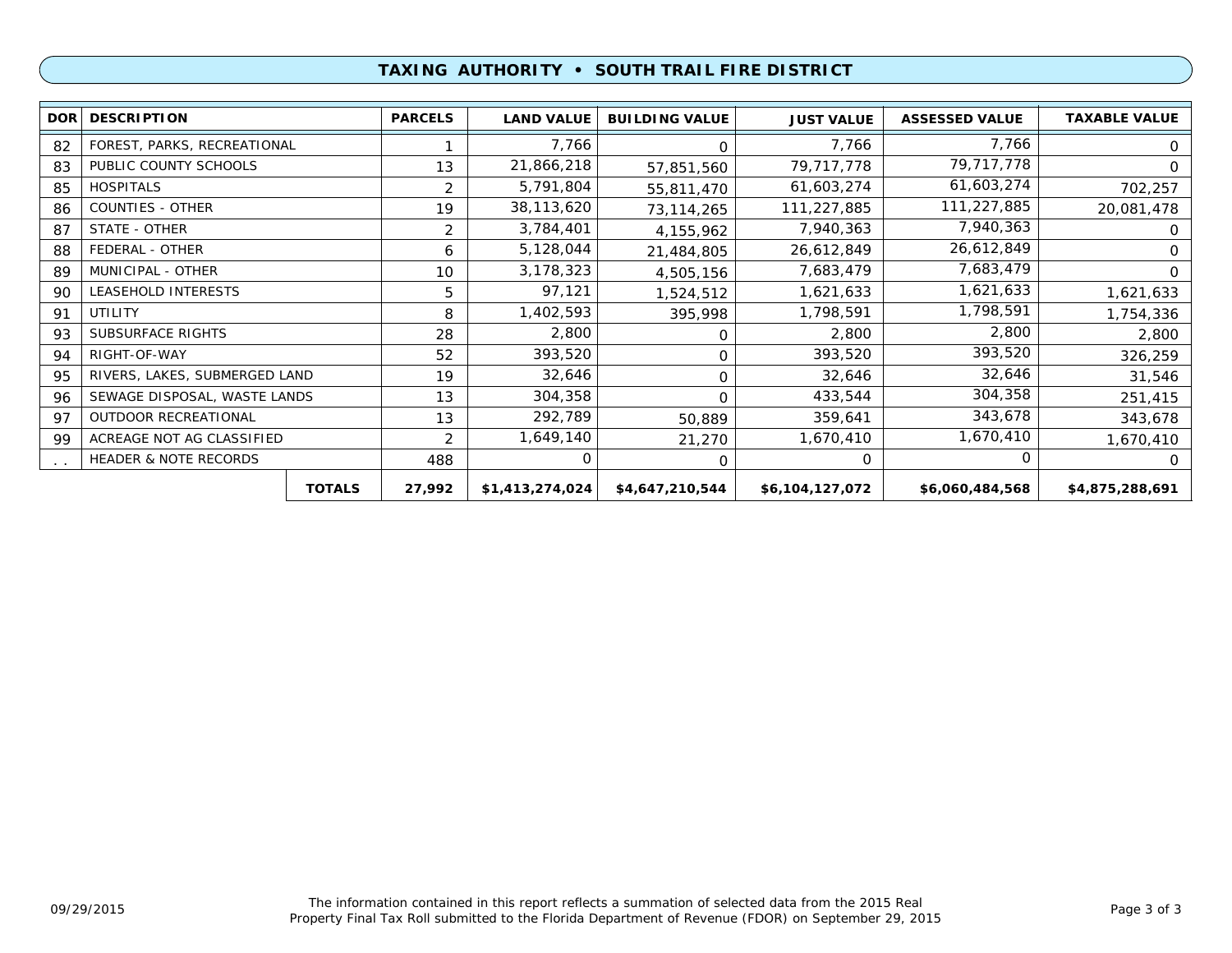## TAXING AUTHORITY • SOUTH TRAIL FIRE DISTRICT

| DOR | DESCRIPTION | PARCELS | LAND VALUE | BUILDING VALUE | JUST VALUE | ASSESSED VALUE | TAXABLE VALUE |
|---|---|---|---|---|---|---|---|
| 82 | FOREST, PARKS, RECREATIONAL | 1 | 7,766 | 0 | 7,766 | 7,766 | 0 |
| 83 | PUBLIC COUNTY SCHOOLS | 13 | 21,866,218 | 57,851,560 | 79,717,778 | 79,717,778 | 0 |
| 85 | HOSPITALS | 2 | 5,791,804 | 55,811,470 | 61,603,274 | 61,603,274 | 702,257 |
| 86 | COUNTIES - OTHER | 19 | 38,113,620 | 73,114,265 | 111,227,885 | 111,227,885 | 20,081,478 |
| 87 | STATE - OTHER | 2 | 3,784,401 | 4,155,962 | 7,940,363 | 7,940,363 | 0 |
| 88 | FEDERAL - OTHER | 6 | 5,128,044 | 21,484,805 | 26,612,849 | 26,612,849 | 0 |
| 89 | MUNICIPAL - OTHER | 10 | 3,178,323 | 4,505,156 | 7,683,479 | 7,683,479 | 0 |
| 90 | LEASEHOLD INTERESTS | 5 | 97,121 | 1,524,512 | 1,621,633 | 1,621,633 | 1,621,633 |
| 91 | UTILITY | 8 | 1,402,593 | 395,998 | 1,798,591 | 1,798,591 | 1,754,336 |
| 93 | SUBSURFACE RIGHTS | 28 | 2,800 | 0 | 2,800 | 2,800 | 2,800 |
| 94 | RIGHT-OF-WAY | 52 | 393,520 | 0 | 393,520 | 393,520 | 326,259 |
| 95 | RIVERS, LAKES, SUBMERGED LAND | 19 | 32,646 | 0 | 32,646 | 32,646 | 31,546 |
| 96 | SEWAGE DISPOSAL, WASTE LANDS | 13 | 304,358 | 0 | 433,544 | 304,358 | 251,415 |
| 97 | OUTDOOR RECREATIONAL | 13 | 292,789 | 50,889 | 359,641 | 343,678 | 343,678 |
| 99 | ACREAGE NOT AG CLASSIFIED | 2 | 1,649,140 | 21,270 | 1,670,410 | 1,670,410 | 1,670,410 |
| . . | HEADER & NOTE RECORDS | 488 | 0 | 0 | 0 | 0 | 0 |
| | **TOTALS** | **27,992** | **$1,413,274,024** | **$4,647,210,544** | **$6,104,127,072** | **$6,060,484,568** | **$4,875,288,691** |

09/29/2015

The information contained in this report reflects a summation of selected data from the 2015 Real Property Final Tax Roll submitted to the Florida Department of Revenue (FDOR) on September 29, 2015